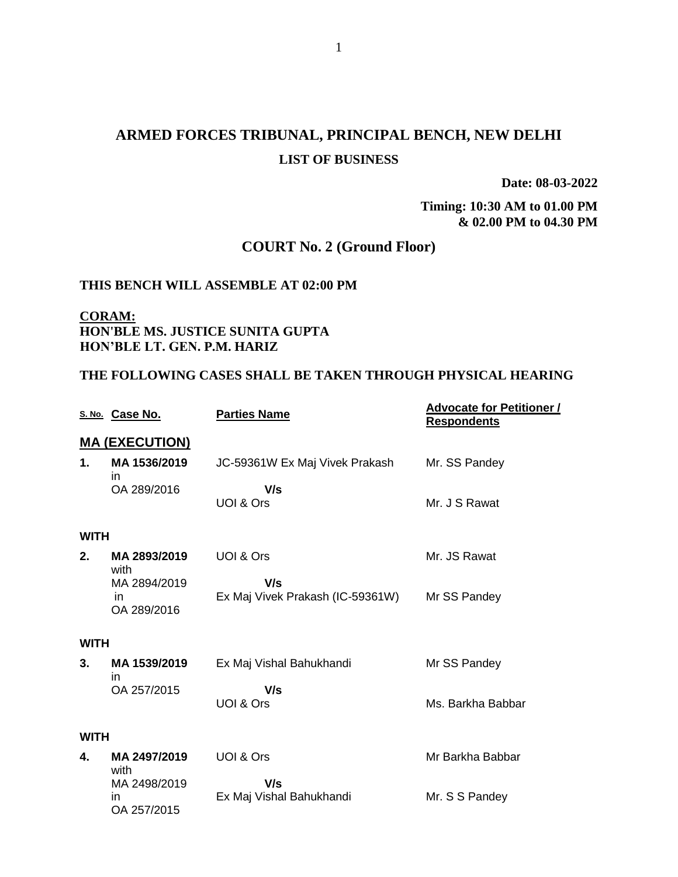# ARMED FORCES TRIBUNAL, PRINCIPAL BENCH, NEW DELHI

## LIST OF BUSINESS

**Date: 08-03-2022**

**Timing: 10:30 AM to 01.00 PM & 02.00 PM to 04.30 PM**

## COURT No. 2 (Ground Floor)

### THIS BENCH WILL ASSEMBLE AT 02:00 PM

**CORAM:**
**HON'BLE MS. JUSTICE SUNITA GUPTA**
**HON'BLE LT. GEN. P.M. HARIZ**

### THE FOLLOWING CASES SHALL BE TAKEN THROUGH PHYSICAL HEARING

| S. No. | Case No. | Parties Name | Advocate for Petitioner / Respondents |
|---|---|---|---|
| | **MA (EXECUTION)** | | |
| **1.** | **MA 1536/2019** in OA 289/2016 | JC-59361W Ex Maj Vivek Prakash **V/s** UOI & Ors | Mr. SS Pandey<br>Mr. J S Rawat |
| **WITH** | | | |
| **2.** | **MA 2893/2019** with MA 2894/2019 in OA 289/2016 | UOI & Ors **V/s** Ex Maj Vivek Prakash (IC-59361W) | Mr. JS Rawat<br>Mr SS Pandey |
| **WITH** | | | |
| **3.** | **MA 1539/2019** in OA 257/2015 | Ex Maj Vishal Bahukhandi **V/s** UOI & Ors | Mr SS Pandey<br>Ms. Barkha Babbar |
| **WITH** | | | |
| **4.** | **MA 2497/2019** with MA 2498/2019 in OA 257/2015 | UOI & Ors **V/s** Ex Maj Vishal Bahukhandi | Mr Barkha Babbar<br>Mr. S S Pandey |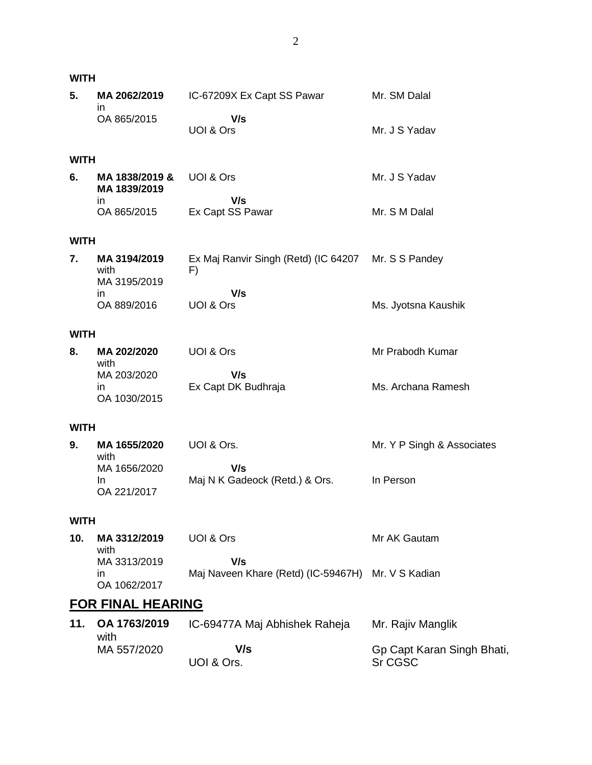**WITH**

| | | | |
|---|---|---|---|
| **5.** | **MA 2062/2019** in OA 865/2015 | IC-67209X Ex Capt SS Pawar **V/s** UOI & Ors | Mr. SM Dalal<br><br>Mr. J S Yadav |

**WITH**

| | | | |
|---|---|---|---|
| **6.** | **MA 1838/2019 & MA 1839/2019** in OA 865/2015 | UOI & Ors **V/s** Ex Capt SS Pawar | Mr. J S Yadav<br><br>Mr. S M Dalal |

**WITH**

| | | | |
|---|---|---|---|
| **7.** | **MA 3194/2019** with MA 3195/2019 in OA 889/2016 | Ex Maj Ranvir Singh (Retd) (IC 64207 F) **V/s** UOI & Ors | Mr. S S Pandey<br><br>Ms. Jyotsna Kaushik |

**WITH**

| | | | |
|---|---|---|---|
| **8.** | **MA 202/2020** with MA 203/2020 in OA 1030/2015 | UOI & Ors **V/s** Ex Capt DK Budhraja | Mr Prabodh Kumar<br><br>Ms. Archana Ramesh |

**WITH**

| | | | |
|---|---|---|---|
| **9.** | **MA 1655/2020** with MA 1656/2020 In OA 221/2017 | UOI & Ors. **V/s** Maj N K Gadeock (Retd.) & Ors. | Mr. Y P Singh & Associates<br><br>In Person |

**WITH**

| | | | |
|---|---|---|---|
| **10.** | **MA 3312/2019** with MA 3313/2019 in OA 1062/2017 | UOI & Ors **V/s** Maj Naveen Khare (Retd) (IC-59467H) | Mr AK Gautam<br><br>Mr. V S Kadian |

## FOR FINAL HEARING

| | | | |
|---|---|---|---|
| **11.** | **OA 1763/2019** with MA 557/2020 | IC-69477A Maj Abhishek Raheja **V/s** UOI & Ors. | Mr. Rajiv Manglik<br><br>Gp Capt Karan Singh Bhati, Sr CGSC |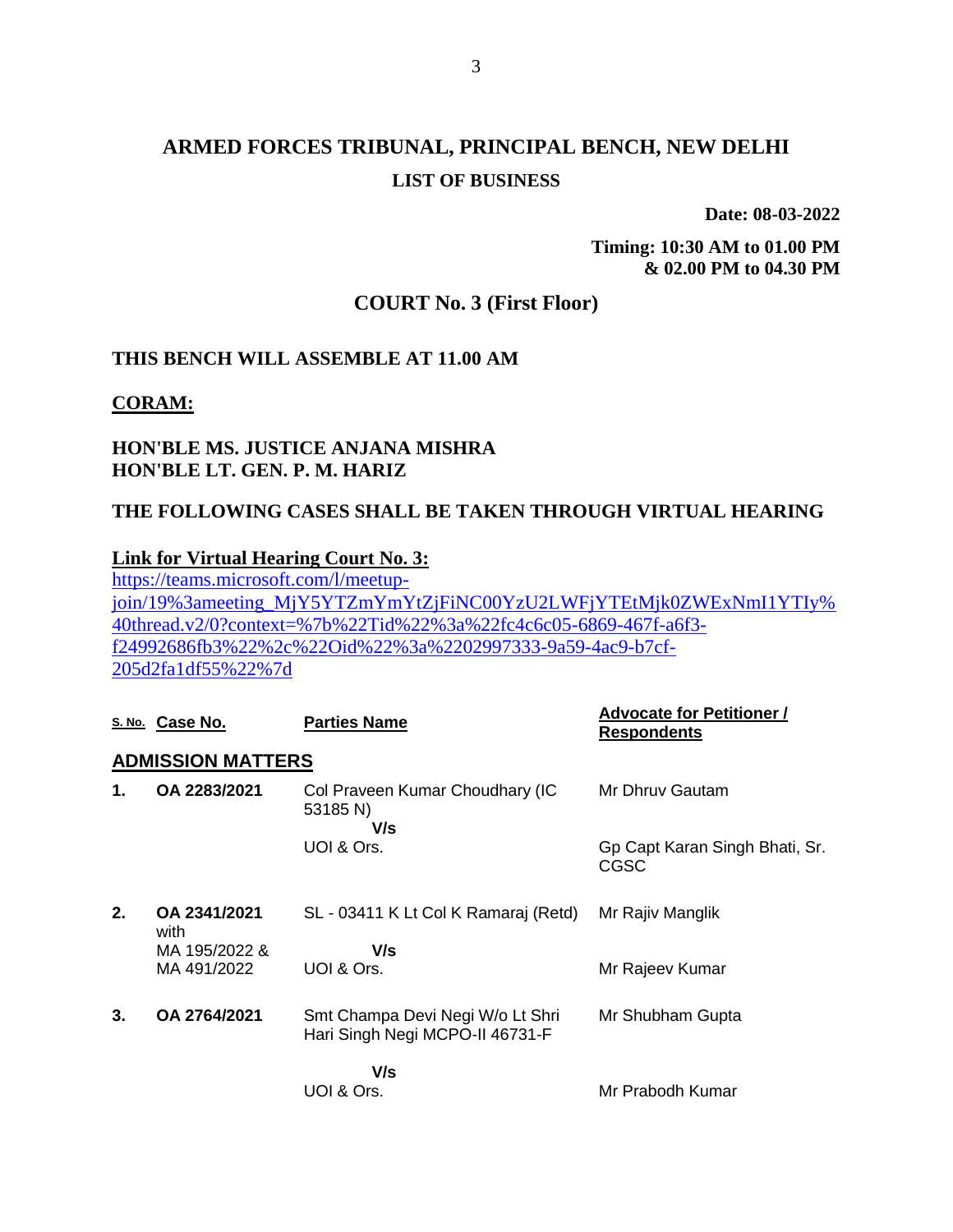# ARMED FORCES TRIBUNAL, PRINCIPAL BENCH, NEW DELHI

## LIST OF BUSINESS

**Date: 08-03-2022**

**Timing: 10:30 AM to 01.00 PM & 02.00 PM to 04.30 PM**

## COURT No. 3 (First Floor)

**THIS BENCH WILL ASSEMBLE AT 11.00 AM**

**CORAM:**

**HON'BLE MS. JUSTICE ANJANA MISHRA**
**HON'BLE LT. GEN. P. M. HARIZ**

**THE FOLLOWING CASES SHALL BE TAKEN THROUGH VIRTUAL HEARING**

**Link for Virtual Hearing Court No. 3:**
https://teams.microsoft.com/l/meetup-join/19%3ameeting_MjY5YTZmYmYtZjFiNC00YzU2LWFjYTEtMjk0ZWExNmI1YTIy%40thread.v2/0?context=%7b%22Tid%22%3a%22fc4c6c05-6869-467f-a6f3-f24992686fb3%22%2c%22Oid%22%3a%2202997333-9a59-4ac9-b7cf-205d2fa1df55%22%7d

| S. No. | Case No. | Parties Name | Advocate for Petitioner / Respondents |
|---|---|---|---|
| **ADMISSION MATTERS** | | | |
| **1.** | **OA 2283/2021** | Col Praveen Kumar Choudhary (IC 53185 N)<br>**V/s**<br>UOI & Ors. | Mr Dhruv Gautam<br><br>Gp Capt Karan Singh Bhati, Sr. CGSC |
| **2.** | **OA 2341/2021** with MA 195/2022 & MA 491/2022 | SL - 03411 K Lt Col K Ramaraj (Retd)<br>**V/s**<br>UOI & Ors. | Mr Rajiv Manglik<br><br>Mr Rajeev Kumar |
| **3.** | **OA 2764/2021** | Smt Champa Devi Negi W/o Lt Shri Hari Singh Negi MCPO-II 46731-F<br>**V/s**<br>UOI & Ors. | Mr Shubham Gupta<br><br>Mr Prabodh Kumar |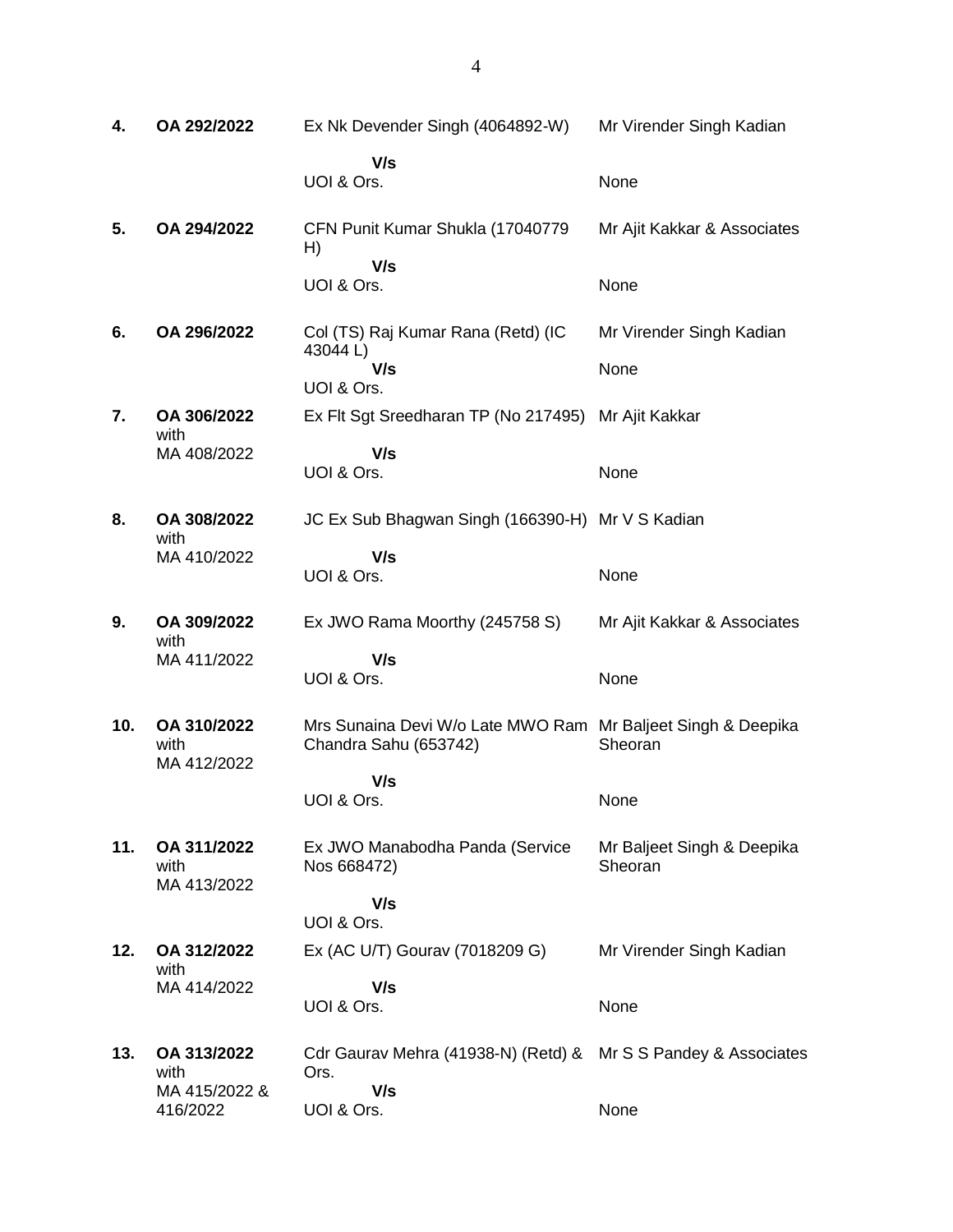| | | | |
|---|---|---|---|
| **4.** | **OA 292/2022** | Ex Nk Devender Singh (4064892-W)<br>**V/s**<br>UOI & Ors. | Mr Virender Singh Kadian<br><br>None |
| **5.** | **OA 294/2022** | CFN Punit Kumar Shukla (17040779 H)<br>**V/s**<br>UOI & Ors. | Mr Ajit Kakkar & Associates<br><br>None |
| **6.** | **OA 296/2022** | Col (TS) Raj Kumar Rana (Retd) (IC 43044 L)<br>**V/s**<br>UOI & Ors. | Mr Virender Singh Kadian<br><br>None |
| **7.** | **OA 306/2022** with MA 408/2022 | Ex Flt Sgt Sreedharan TP (No 217495)<br>**V/s**<br>UOI & Ors. | Mr Ajit Kakkar<br><br>None |
| **8.** | **OA 308/2022** with MA 410/2022 | JC Ex Sub Bhagwan Singh (166390-H)<br>**V/s**<br>UOI & Ors. | Mr V S Kadian<br><br>None |
| **9.** | **OA 309/2022** with MA 411/2022 | Ex JWO Rama Moorthy (245758 S)<br>**V/s**<br>UOI & Ors. | Mr Ajit Kakkar & Associates<br><br>None |
| **10.** | **OA 310/2022** with MA 412/2022 | Mrs Sunaina Devi W/o Late MWO Ram Chandra Sahu (653742)<br>**V/s**<br>UOI & Ors. | Mr Baljeet Singh & Deepika Sheoran<br><br>None |
| **11.** | **OA 311/2022** with MA 413/2022 | Ex JWO Manabodha Panda (Service Nos 668472)<br>**V/s**<br>UOI & Ors. | Mr Baljeet Singh & Deepika Sheoran |
| **12.** | **OA 312/2022** with MA 414/2022 | Ex (AC U/T) Gourav (7018209 G)<br>**V/s**<br>UOI & Ors. | Mr Virender Singh Kadian<br><br>None |
| **13.** | **OA 313/2022** with MA 415/2022 & 416/2022 | Cdr Gaurav Mehra (41938-N) (Retd) & Ors.<br>**V/s**<br>UOI & Ors. | Mr S S Pandey & Associates<br><br>None |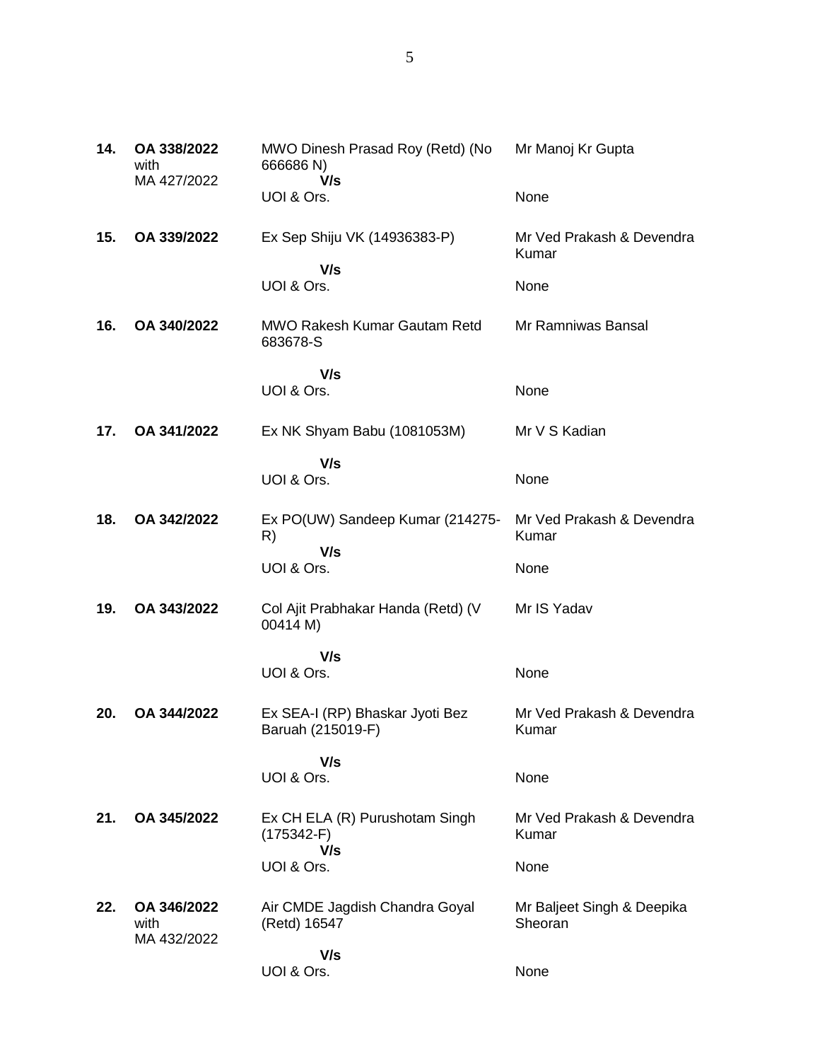| | | | |
|---|---|---|---|
| **14.** | **OA 338/2022** with MA 427/2022 | MWO Dinesh Prasad Roy (Retd) (No 666686 N) **V/s** UOI & Ors. | Mr Manoj Kr Gupta<br><br>None |
| **15.** | **OA 339/2022** | Ex Sep Shiju VK (14936383-P) **V/s** UOI & Ors. | Mr Ved Prakash & Devendra Kumar<br><br>None |
| **16.** | **OA 340/2022** | MWO Rakesh Kumar Gautam Retd 683678-S **V/s** UOI & Ors. | Mr Ramniwas Bansal<br><br>None |
| **17.** | **OA 341/2022** | Ex NK Shyam Babu (1081053M) **V/s** UOI & Ors. | Mr V S Kadian<br><br>None |
| **18.** | **OA 342/2022** | Ex PO(UW) Sandeep Kumar (214275-R) **V/s** UOI & Ors. | Mr Ved Prakash & Devendra Kumar<br><br>None |
| **19.** | **OA 343/2022** | Col Ajit Prabhakar Handa (Retd) (V 00414 M) **V/s** UOI & Ors. | Mr IS Yadav<br><br>None |
| **20.** | **OA 344/2022** | Ex SEA-I (RP) Bhaskar Jyoti Bez Baruah (215019-F) **V/s** UOI & Ors. | Mr Ved Prakash & Devendra Kumar<br><br>None |
| **21.** | **OA 345/2022** | Ex CH ELA (R) Purushotam Singh (175342-F) **V/s** UOI & Ors. | Mr Ved Prakash & Devendra Kumar<br><br>None |
| **22.** | **OA 346/2022** with MA 432/2022 | Air CMDE Jagdish Chandra Goyal (Retd) 16547 **V/s** UOI & Ors. | Mr Baljeet Singh & Deepika Sheoran<br><br>None |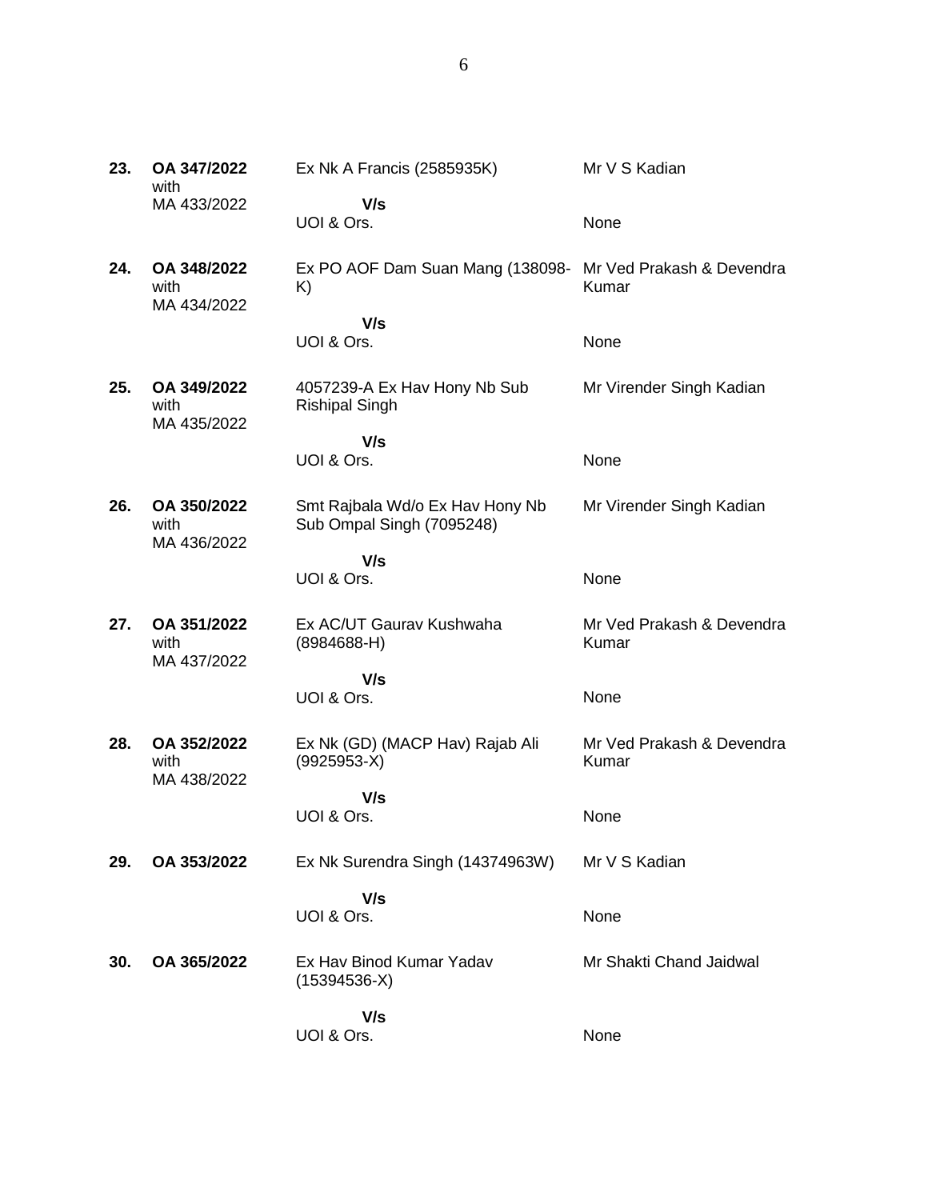| | | | |
|---|---|---|---|
| **23.** | **OA 347/2022** with MA 433/2022 | Ex Nk A Francis (2585935K) **V/s** UOI & Ors. | Mr V S Kadian<br><br>None |
| **24.** | **OA 348/2022** with MA 434/2022 | Ex PO AOF Dam Suan Mang (138098-K) **V/s** UOI & Ors. | Mr Ved Prakash & Devendra Kumar<br><br>None |
| **25.** | **OA 349/2022** with MA 435/2022 | 4057239-A Ex Hav Hony Nb Sub Rishipal Singh **V/s** UOI & Ors. | Mr Virender Singh Kadian<br><br>None |
| **26.** | **OA 350/2022** with MA 436/2022 | Smt Rajbala Wd/o Ex Hav Hony Nb Sub Ompal Singh (7095248) **V/s** UOI & Ors. | Mr Virender Singh Kadian<br><br>None |
| **27.** | **OA 351/2022** with MA 437/2022 | Ex AC/UT Gaurav Kushwaha (8984688-H) **V/s** UOI & Ors. | Mr Ved Prakash & Devendra Kumar<br><br>None |
| **28.** | **OA 352/2022** with MA 438/2022 | Ex Nk (GD) (MACP Hav) Rajab Ali (9925953-X) **V/s** UOI & Ors. | Mr Ved Prakash & Devendra Kumar<br><br>None |
| **29.** | **OA 353/2022** | Ex Nk Surendra Singh (14374963W) **V/s** UOI & Ors. | Mr V S Kadian<br><br>None |
| **30.** | **OA 365/2022** | Ex Hav Binod Kumar Yadav (15394536-X) **V/s** UOI & Ors. | Mr Shakti Chand Jaidwal<br><br>None |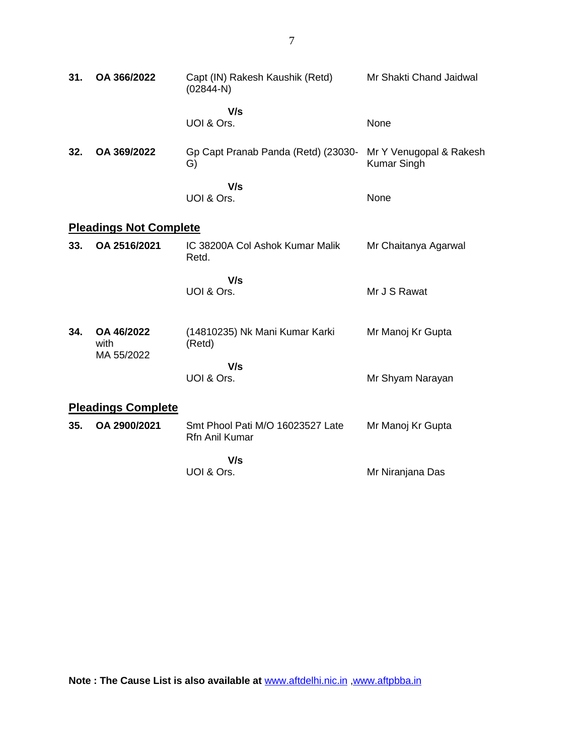| | | | |
|---|---|---|---|
| **31.** | **OA 366/2022** | Capt (IN) Rakesh Kaushik (Retd) (02844-N) | Mr Shakti Chand Jaidwal |
| | | **V/s** | |
| | | UOI & Ors. | None |
| **32.** | **OA 369/2022** | Gp Capt Pranab Panda (Retd) (23030-G) | Mr Y Venugopal & Rakesh Kumar Singh |
| | | **V/s** | |
| | | UOI & Ors. | None |

**Pleadings Not Complete**

| | | | |
|---|---|---|---|
| **33.** | **OA 2516/2021** | IC 38200A Col Ashok Kumar Malik Retd. | Mr Chaitanya Agarwal |
| | | **V/s** | |
| | | UOI & Ors. | Mr J S Rawat |
| **34.** | **OA 46/2022** with MA 55/2022 | (14810235) Nk Mani Kumar Karki (Retd) | Mr Manoj Kr Gupta |
| | | **V/s** | |
| | | UOI & Ors. | Mr Shyam Narayan |

**Pleadings Complete**

| | | | |
|---|---|---|---|
| **35.** | **OA 2900/2021** | Smt Phool Pati M/O 16023527 Late Rfn Anil Kumar | Mr Manoj Kr Gupta |
| | | **V/s** | |
| | | UOI & Ors. | Mr Niranjana Das |

**Note : The Cause List is also available at** www.aftdelhi.nic.in ,www.aftpbba.in